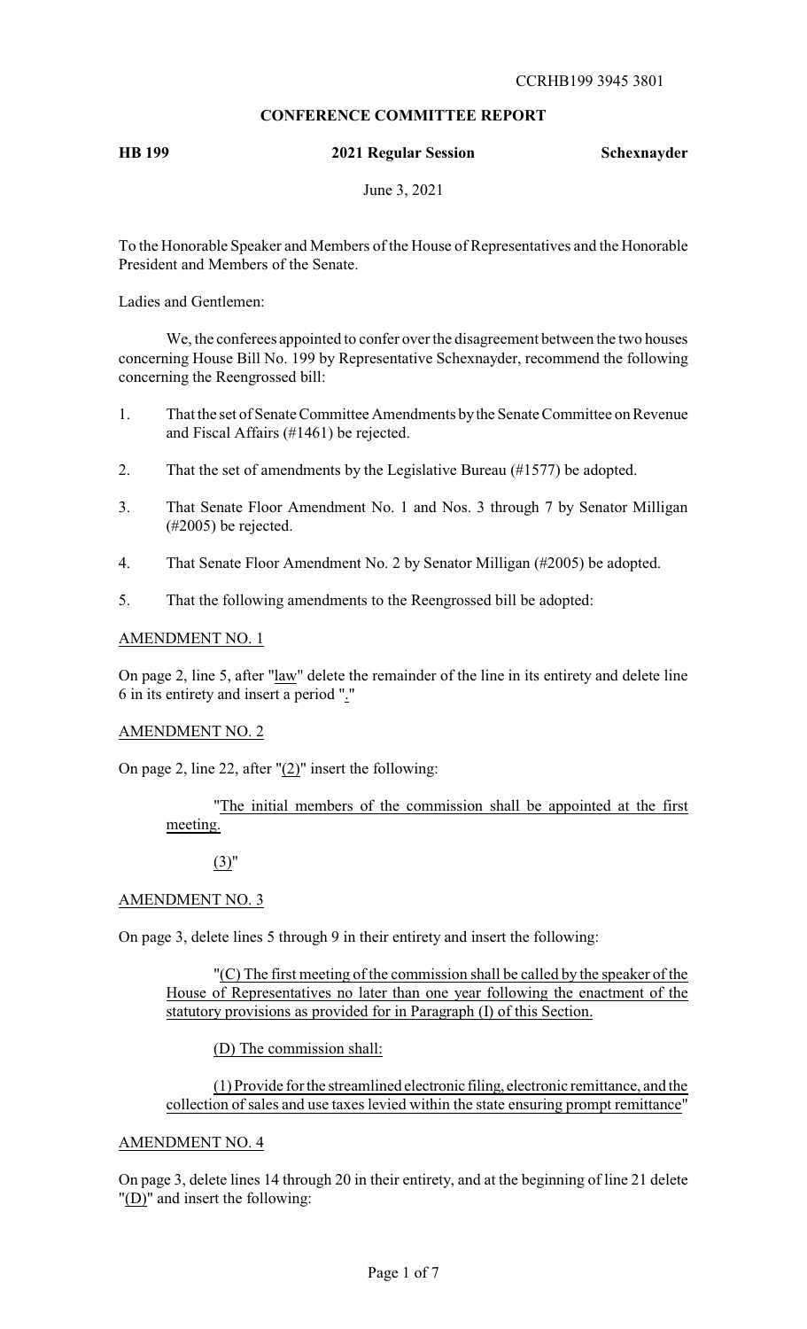CCRHB199 3945 3801

**CONFERENCE COMMITTEE REPORT**

**HB 199** **2021 Regular Session** **Schexnayder**

June 3, 2021

To the Honorable Speaker and Members of the House of Representatives and the Honorable President and Members of the Senate.

Ladies and Gentlemen:

We, the conferees appointed to confer over the disagreement between the two houses concerning House Bill No. 199 by Representative Schexnayder, recommend the following concerning the Reengrossed bill:

1. That the set of Senate Committee Amendments by the Senate Committee on Revenue and Fiscal Affairs (#1461) be rejected.
2. That the set of amendments by the Legislative Bureau (#1577) be adopted.
3. That Senate Floor Amendment No. 1 and Nos. 3 through 7 by Senator Milligan (#2005) be rejected.
4. That Senate Floor Amendment No. 2 by Senator Milligan (#2005) be adopted.
5. That the following amendments to the Reengrossed bill be adopted:

AMENDMENT NO. 1

On page 2, line 5, after "law" delete the remainder of the line in its entirety and delete line 6 in its entirety and insert a period "."

AMENDMENT NO. 2

On page 2, line 22, after "(2)" insert the following:

"The initial members of the commission shall be appointed at the first meeting.

(3)"

AMENDMENT NO. 3

On page 3, delete lines 5 through 9 in their entirety and insert the following:

"(C) The first meeting of the commission shall be called by the speaker of the House of Representatives no later than one year following the enactment of the statutory provisions as provided for in Paragraph (I) of this Section.

(D) The commission shall:

(1) Provide for the streamlined electronic filing, electronic remittance, and the collection of sales and use taxes levied within the state ensuring prompt remittance"

AMENDMENT NO. 4

On page 3, delete lines 14 through 20 in their entirety, and at the beginning of line 21 delete "(D)" and insert the following: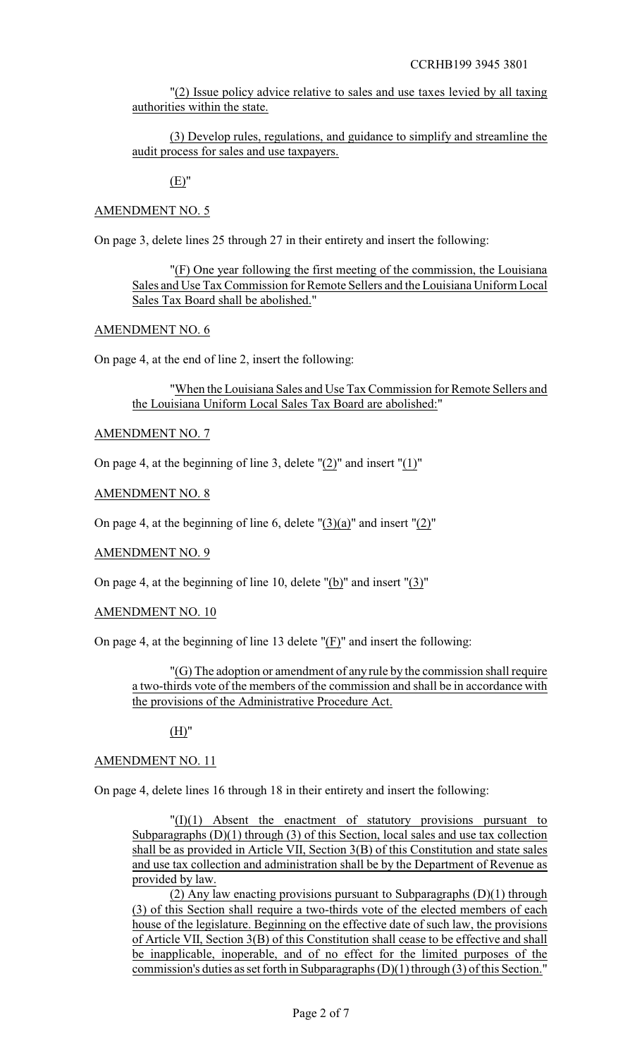"(2) Issue policy advice relative to sales and use taxes levied by all taxing authorities within the state.

(3) Develop rules, regulations, and guidance to simplify and streamline the audit process for sales and use taxpayers.

(E)"

AMENDMENT NO. 5

On page 3, delete lines 25 through 27 in their entirety and insert the following:

"(F) One year following the first meeting of the commission, the Louisiana Sales and Use Tax Commission for Remote Sellers and the Louisiana Uniform Local Sales Tax Board shall be abolished."

AMENDMENT NO. 6

On page 4, at the end of line 2, insert the following:

"When the Louisiana Sales and Use Tax Commission for Remote Sellers and the Louisiana Uniform Local Sales Tax Board are abolished:"

AMENDMENT NO. 7

On page 4, at the beginning of line 3, delete "(2)" and insert "(1)"

AMENDMENT NO. 8

On page 4, at the beginning of line 6, delete "(3)(a)" and insert "(2)"

AMENDMENT NO. 9

On page 4, at the beginning of line 10, delete "(b)" and insert "(3)"

AMENDMENT NO. 10

On page 4, at the beginning of line 13 delete "(F)" and insert the following:

"(G) The adoption or amendment of any rule by the commission shall require a two-thirds vote of the members of the commission and shall be in accordance with the provisions of the Administrative Procedure Act.

(H)"

AMENDMENT NO. 11

On page 4, delete lines 16 through 18 in their entirety and insert the following:

"(I)(1) Absent the enactment of statutory provisions pursuant to Subparagraphs (D)(1) through (3) of this Section, local sales and use tax collection shall be as provided in Article VII, Section 3(B) of this Constitution and state sales and use tax collection and administration shall be by the Department of Revenue as provided by law.

(2) Any law enacting provisions pursuant to Subparagraphs (D)(1) through (3) of this Section shall require a two-thirds vote of the elected members of each house of the legislature. Beginning on the effective date of such law, the provisions of Article VII, Section 3(B) of this Constitution shall cease to be effective and shall be inapplicable, inoperable, and of no effect for the limited purposes of the commission's duties as set forth in Subparagraphs (D)(1) through (3) of this Section."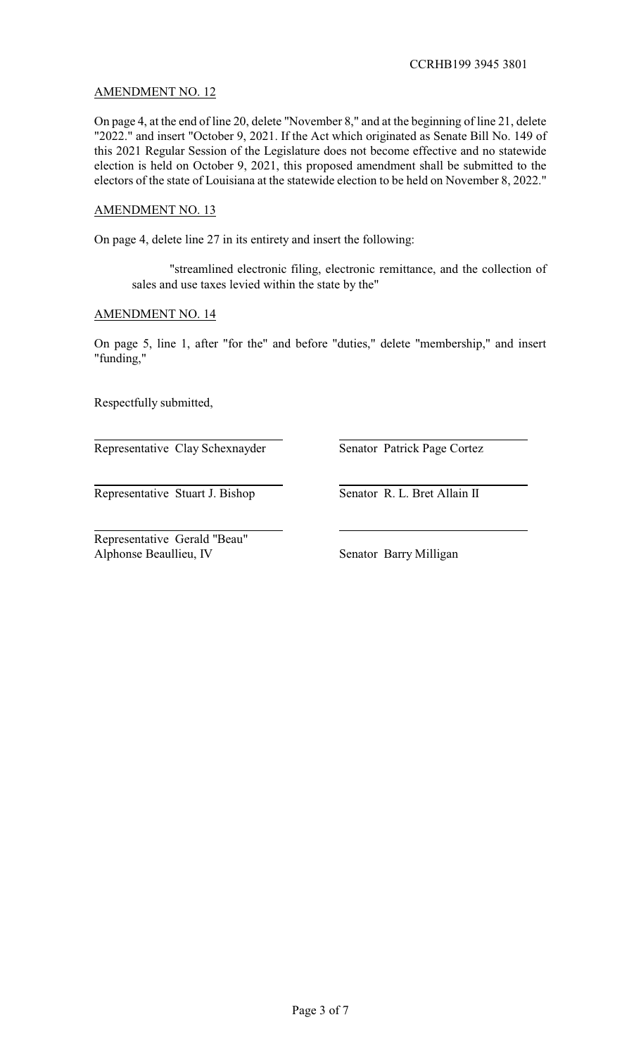CCRHB199 3945 3801

AMENDMENT NO. 12

On page 4, at the end of line 20, delete "November 8," and at the beginning of line 21, delete "2022." and insert "October 9, 2021. If the Act which originated as Senate Bill No. 149 of this 2021 Regular Session of the Legislature does not become effective and no statewide election is held on October 9, 2021, this proposed amendment shall be submitted to the electors of the state of Louisiana at the statewide election to be held on November 8, 2022."

AMENDMENT NO. 13

On page 4, delete line 27 in its entirety and insert the following:

> "streamlined electronic filing, electronic remittance, and the collection of sales and use taxes levied within the state by the"

AMENDMENT NO. 14

On page 5, line 1, after "for the" and before "duties," delete "membership," and insert "funding,"

Respectfully submitted,

| | |
|---|---|
| Representative Clay Schexnayder | Senator Patrick Page Cortez |
| Representative Stuart J. Bishop | Senator R. L. Bret Allain II |
| Representative Gerald "Beau" Alphonse Beaullieu, IV | Senator Barry Milligan |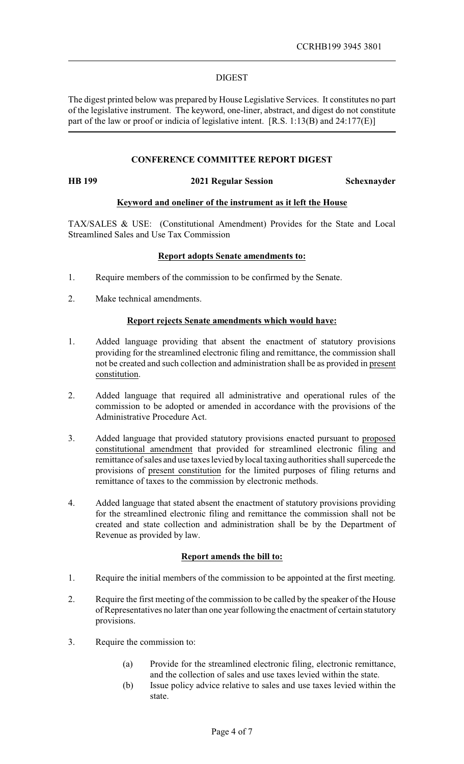CCRHB199 3945 3801

DIGEST

The digest printed below was prepared by House Legislative Services. It constitutes no part of the legislative instrument. The keyword, one-liner, abstract, and digest do not constitute part of the law or proof or indicia of legislative intent. [R.S. 1:13(B) and 24:177(E)]

## CONFERENCE COMMITTEE REPORT DIGEST

**HB 199** **2021 Regular Session** **Schexnayder**

**Keyword and oneliner of the instrument as it left the House**

TAX/SALES & USE: (Constitutional Amendment) Provides for the State and Local Streamlined Sales and Use Tax Commission

**Report adopts Senate amendments to:**

1. Require members of the commission to be confirmed by the Senate.
2. Make technical amendments.

**Report rejects Senate amendments which would have:**

1. Added language providing that absent the enactment of statutory provisions providing for the streamlined electronic filing and remittance, the commission shall not be created and such collection and administration shall be as provided in present constitution.
2. Added language that required all administrative and operational rules of the commission to be adopted or amended in accordance with the provisions of the Administrative Procedure Act.
3. Added language that provided statutory provisions enacted pursuant to proposed constitutional amendment that provided for streamlined electronic filing and remittance of sales and use taxes levied by local taxing authorities shall supercede the provisions of present constitution for the limited purposes of filing returns and remittance of taxes to the commission by electronic methods.
4. Added language that stated absent the enactment of statutory provisions providing for the streamlined electronic filing and remittance the commission shall not be created and state collection and administration shall be by the Department of Revenue as provided by law.

**Report amends the bill to:**

1. Require the initial members of the commission to be appointed at the first meeting.
2. Require the first meeting of the commission to be called by the speaker of the House of Representatives no later than one year following the enactment of certain statutory provisions.
3. Require the commission to:
   - (a) Provide for the streamlined electronic filing, electronic remittance, and the collection of sales and use taxes levied within the state.
   - (b) Issue policy advice relative to sales and use taxes levied within the state.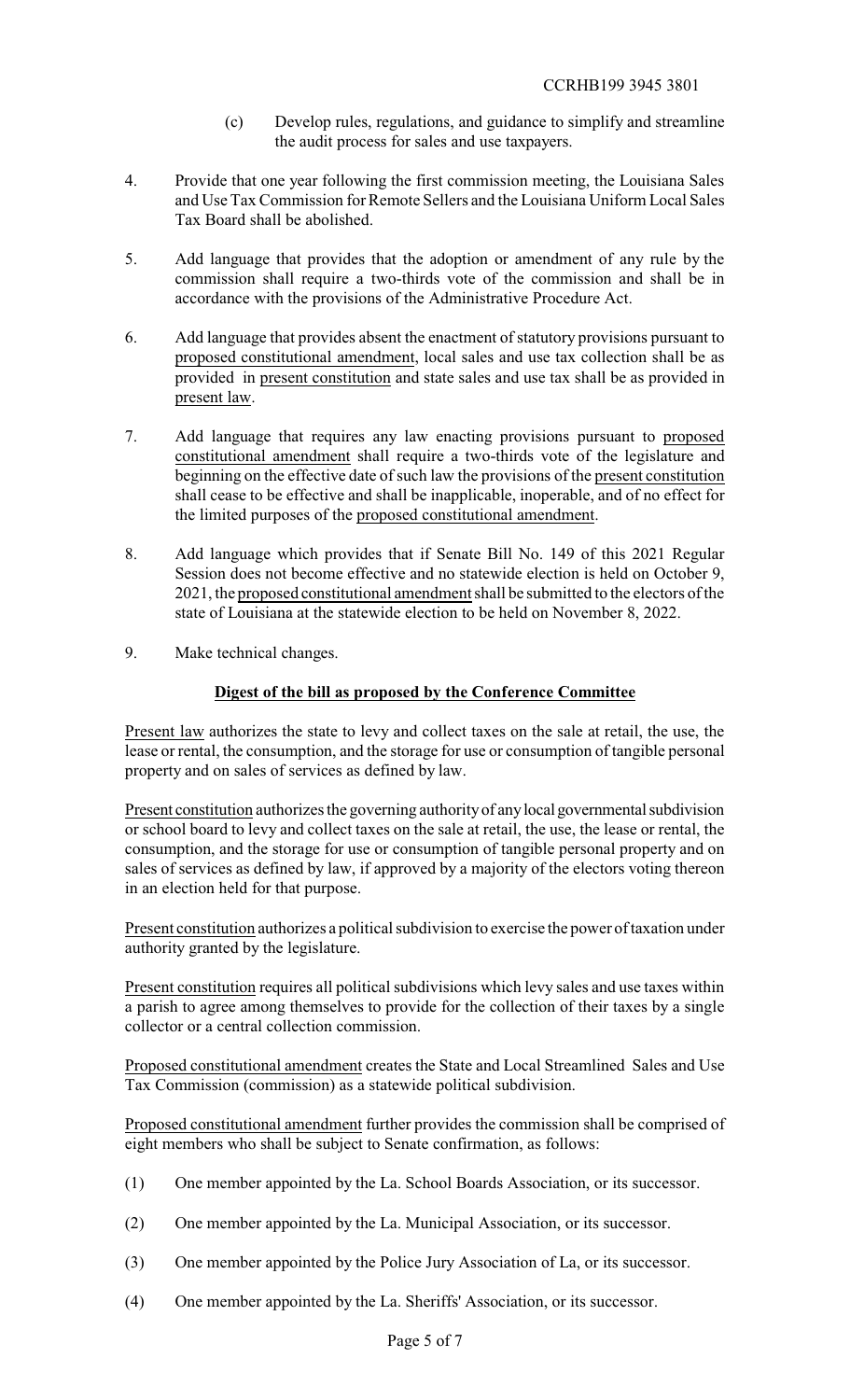(c) Develop rules, regulations, and guidance to simplify and streamline the audit process for sales and use taxpayers.

4. Provide that one year following the first commission meeting, the Louisiana Sales and Use Tax Commission for Remote Sellers and the Louisiana Uniform Local Sales Tax Board shall be abolished.

5. Add language that provides that the adoption or amendment of any rule by the commission shall require a two-thirds vote of the commission and shall be in accordance with the provisions of the Administrative Procedure Act.

6. Add language that provides absent the enactment of statutory provisions pursuant to proposed constitutional amendment, local sales and use tax collection shall be as provided in present constitution and state sales and use tax shall be as provided in present law.

7. Add language that requires any law enacting provisions pursuant to proposed constitutional amendment shall require a two-thirds vote of the legislature and beginning on the effective date of such law the provisions of the present constitution shall cease to be effective and shall be inapplicable, inoperable, and of no effect for the limited purposes of the proposed constitutional amendment.

8. Add language which provides that if Senate Bill No. 149 of this 2021 Regular Session does not become effective and no statewide election is held on October 9, 2021, the proposed constitutional amendment shall be submitted to the electors of the state of Louisiana at the statewide election to be held on November 8, 2022.

9. Make technical changes.

**Digest of the bill as proposed by the Conference Committee**

Present law authorizes the state to levy and collect taxes on the sale at retail, the use, the lease or rental, the consumption, and the storage for use or consumption of tangible personal property and on sales of services as defined by law.

Present constitution authorizes the governing authority of any local governmental subdivision or school board to levy and collect taxes on the sale at retail, the use, the lease or rental, the consumption, and the storage for use or consumption of tangible personal property and on sales of services as defined by law, if approved by a majority of the electors voting thereon in an election held for that purpose.

Present constitution authorizes a political subdivision to exercise the power of taxation under authority granted by the legislature.

Present constitution requires all political subdivisions which levy sales and use taxes within a parish to agree among themselves to provide for the collection of their taxes by a single collector or a central collection commission.

Proposed constitutional amendment creates the State and Local Streamlined Sales and Use Tax Commission (commission) as a statewide political subdivision.

Proposed constitutional amendment further provides the commission shall be comprised of eight members who shall be subject to Senate confirmation, as follows:

(1) One member appointed by the La. School Boards Association, or its successor.

(2) One member appointed by the La. Municipal Association, or its successor.

(3) One member appointed by the Police Jury Association of La, or its successor.

(4) One member appointed by the La. Sheriffs' Association, or its successor.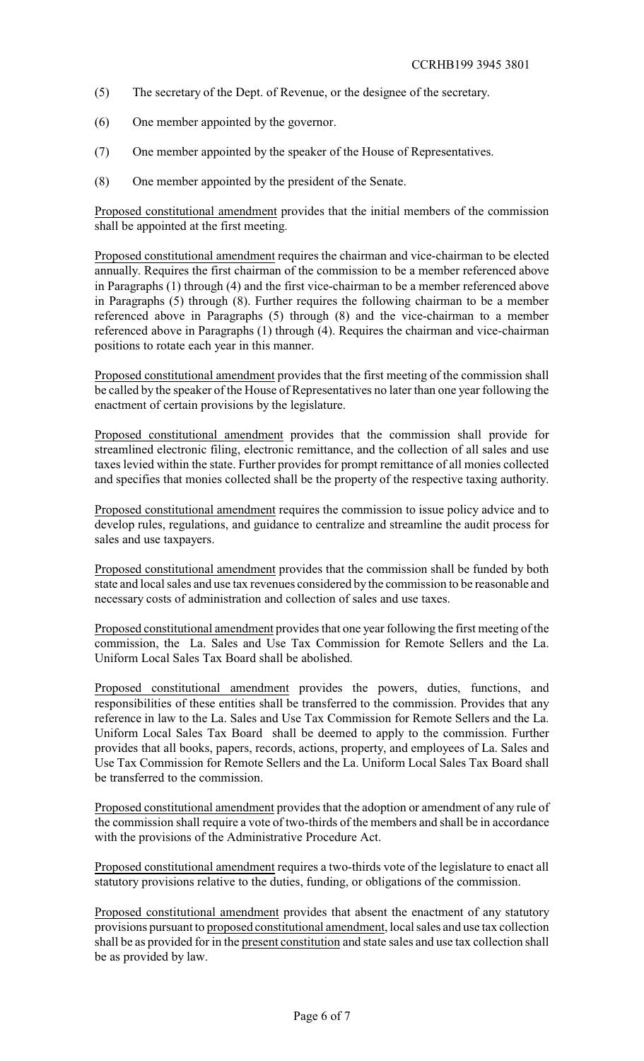(5) The secretary of the Dept. of Revenue, or the designee of the secretary.

(6) One member appointed by the governor.

(7) One member appointed by the speaker of the House of Representatives.

(8) One member appointed by the president of the Senate.

Proposed constitutional amendment provides that the initial members of the commission shall be appointed at the first meeting.

Proposed constitutional amendment requires the chairman and vice-chairman to be elected annually. Requires the first chairman of the commission to be a member referenced above in Paragraphs (1) through (4) and the first vice-chairman to be a member referenced above in Paragraphs (5) through (8). Further requires the following chairman to be a member referenced above in Paragraphs (5) through (8) and the vice-chairman to a member referenced above in Paragraphs (1) through (4). Requires the chairman and vice-chairman positions to rotate each year in this manner.

Proposed constitutional amendment provides that the first meeting of the commission shall be called by the speaker of the House of Representatives no later than one year following the enactment of certain provisions by the legislature.

Proposed constitutional amendment provides that the commission shall provide for streamlined electronic filing, electronic remittance, and the collection of all sales and use taxes levied within the state. Further provides for prompt remittance of all monies collected and specifies that monies collected shall be the property of the respective taxing authority.

Proposed constitutional amendment requires the commission to issue policy advice and to develop rules, regulations, and guidance to centralize and streamline the audit process for sales and use taxpayers.

Proposed constitutional amendment provides that the commission shall be funded by both state and local sales and use tax revenues considered by the commission to be reasonable and necessary costs of administration and collection of sales and use taxes.

Proposed constitutional amendment provides that one year following the first meeting of the commission, the La. Sales and Use Tax Commission for Remote Sellers and the La. Uniform Local Sales Tax Board shall be abolished.

Proposed constitutional amendment provides the powers, duties, functions, and responsibilities of these entities shall be transferred to the commission. Provides that any reference in law to the La. Sales and Use Tax Commission for Remote Sellers and the La. Uniform Local Sales Tax Board shall be deemed to apply to the commission. Further provides that all books, papers, records, actions, property, and employees of La. Sales and Use Tax Commission for Remote Sellers and the La. Uniform Local Sales Tax Board shall be transferred to the commission.

Proposed constitutional amendment provides that the adoption or amendment of any rule of the commission shall require a vote of two-thirds of the members and shall be in accordance with the provisions of the Administrative Procedure Act.

Proposed constitutional amendment requires a two-thirds vote of the legislature to enact all statutory provisions relative to the duties, funding, or obligations of the commission.

Proposed constitutional amendment provides that absent the enactment of any statutory provisions pursuant to proposed constitutional amendment, local sales and use tax collection shall be as provided for in the present constitution and state sales and use tax collection shall be as provided by law.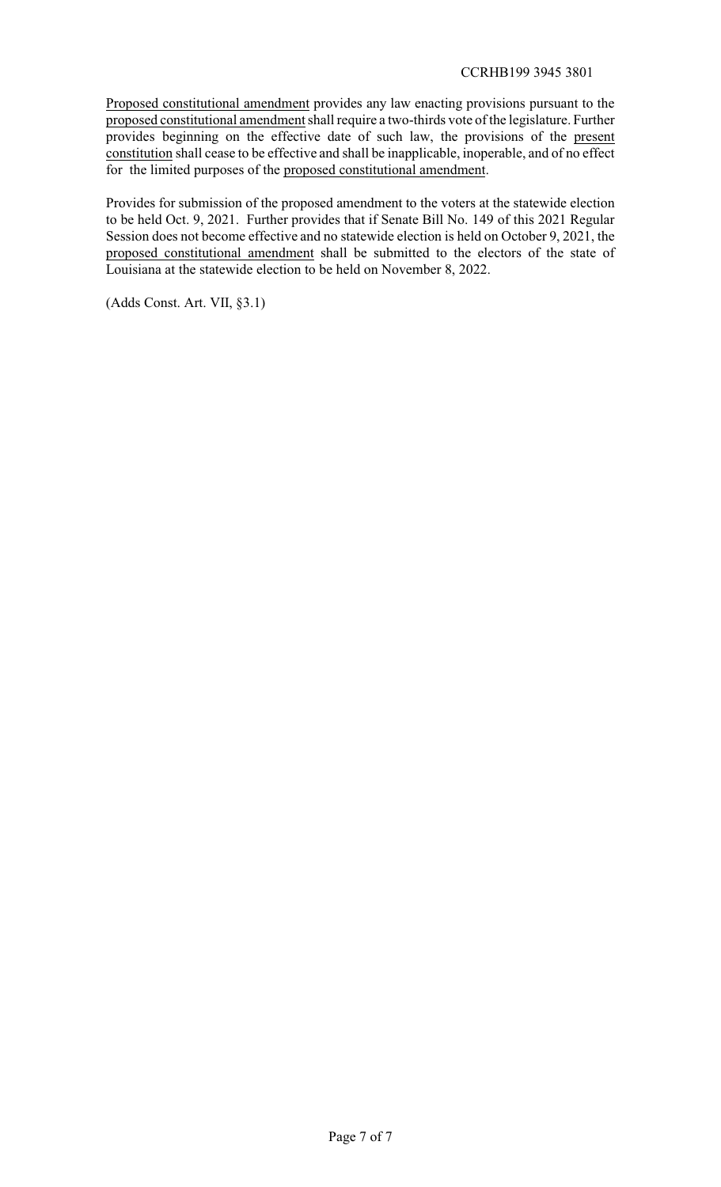Proposed constitutional amendment provides any law enacting provisions pursuant to the proposed constitutional amendment shall require a two-thirds vote of the legislature. Further provides beginning on the effective date of such law, the provisions of the present constitution shall cease to be effective and shall be inapplicable, inoperable, and of no effect for the limited purposes of the proposed constitutional amendment.

Provides for submission of the proposed amendment to the voters at the statewide election to be held Oct. 9, 2021. Further provides that if Senate Bill No. 149 of this 2021 Regular Session does not become effective and no statewide election is held on October 9, 2021, the proposed constitutional amendment shall be submitted to the electors of the state of Louisiana at the statewide election to be held on November 8, 2022.

(Adds Const. Art. VII, §3.1)